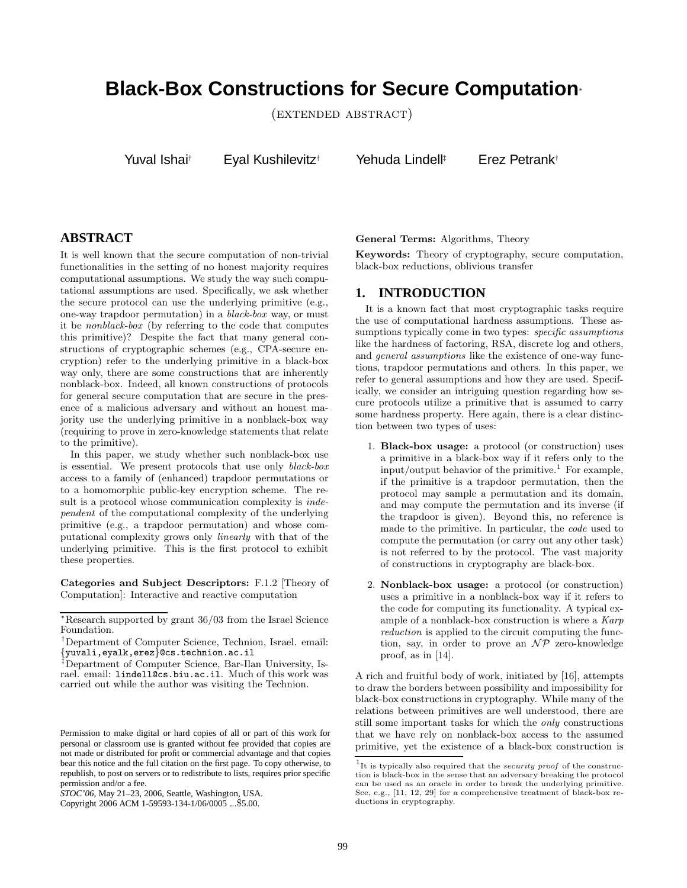# Black-Box Constructions for Secure Computation*

(EXTENDED ABSTRACT)

Yuval Ishai[†] Eyal Kushilevitz[†] Yehuda Lindell[‡] Erez Petrank[†]

## ABSTRACT

It is well known that the secure computation of non-trivial functionalities in the setting of no honest majority requires computational assumptions. We study the way such computational assumptions are used. Specifically, we ask whether the secure protocol can use the underlying primitive (e.g., one-way trapdoor permutation) in a *black-box* way, or must it be *nonblack-box* (by referring to the code that computes this primitive)? Despite the fact that many general constructions of cryptographic schemes (e.g., CPA-secure encryption) refer to the underlying primitive in a black-box way only, there are some constructions that are inherently nonblack-box. Indeed, all known constructions of protocols for general secure computation that are secure in the presence of a malicious adversary and without an honest majority use the underlying primitive in a nonblack-box way (requiring to prove in zero-knowledge statements that relate to the primitive).

In this paper, we study whether such nonblack-box use is essential. We present protocols that use only *black-box* access to a family of (enhanced) trapdoor permutations or to a homomorphic public-key encryption scheme. The result is a protocol whose communication complexity is *independent* of the computational complexity of the underlying primitive (e.g., a trapdoor permutation) and whose computational complexity grows only *linearly* with that of the underlying primitive. This is the first protocol to exhibit these properties.

**Categories and Subject Descriptors:** F.1.2 [Theory of Computation]: Interactive and reactive computation

*Research supported by grant 36/03 from the Israel Science Foundation.

[†]Department of Computer Science, Technion, Israel. email: {yuvali,eyalk,erez}@cs.technion.ac.il

[‡]Department of Computer Science, Bar-Ilan University, Israel. email: lindell@cs.biu.ac.il. Much of this work was carried out while the author was visiting the Technion.

Permission to make digital or hard copies of all or part of this work for personal or classroom use is granted without fee provided that copies are not made or distributed for profit or commercial advantage and that copies bear this notice and the full citation on the first page. To copy otherwise, to republish, to post on servers or to redistribute to lists, requires prior specific permission and/or a fee.
*STOC'06*, May 21–23, 2006, Seattle, Washington, USA.
Copyright 2006 ACM 1-59593-134-1/06/0005 ...$5.00.

**General Terms:** Algorithms, Theory

**Keywords:** Theory of cryptography, secure computation, black-box reductions, oblivious transfer

## 1. INTRODUCTION

It is a known fact that most cryptographic tasks require the use of computational hardness assumptions. These assumptions typically come in two types: *specific assumptions* like the hardness of factoring, RSA, discrete log and others, and *general assumptions* like the existence of one-way functions, trapdoor permutations and others. In this paper, we refer to general assumptions and how they are used. Specifically, we consider an intriguing question regarding how secure protocols utilize a primitive that is assumed to carry some hardness property. Here again, there is a clear distinction between two types of uses:

1. **Black-box usage:** a protocol (or construction) uses a primitive in a black-box way if it refers only to the input/output behavior of the primitive.[1] For example, if the primitive is a trapdoor permutation, then the protocol may sample a permutation and its domain, and may compute the permutation and its inverse (if the trapdoor is given). Beyond this, no reference is made to the primitive. In particular, the *code* used to compute the permutation (or carry out any other task) is not referred to by the protocol. The vast majority of constructions in cryptography are black-box.
2. **Nonblack-box usage:** a protocol (or construction) uses a primitive in a nonblack-box way if it refers to the code for computing its functionality. A typical example of a nonblack-box construction is where a *Karp reduction* is applied to the circuit computing the function, say, in order to prove an $\mathcal{NP}$ zero-knowledge proof, as in [14].

A rich and fruitful body of work, initiated by [16], attempts to draw the borders between possibility and impossibility for black-box constructions in cryptography. While many of the relations between primitives are well understood, there are still some important tasks for which the *only* constructions that we have rely on nonblack-box access to the assumed primitive, yet the existence of a black-box construction is

[1]It is typically also required that the *security proof* of the construction is black-box in the sense that an adversary breaking the protocol can be used as an oracle in order to break the underlying primitive. See, e.g., [11, 12, 29] for a comprehensive treatment of black-box reductions in cryptography.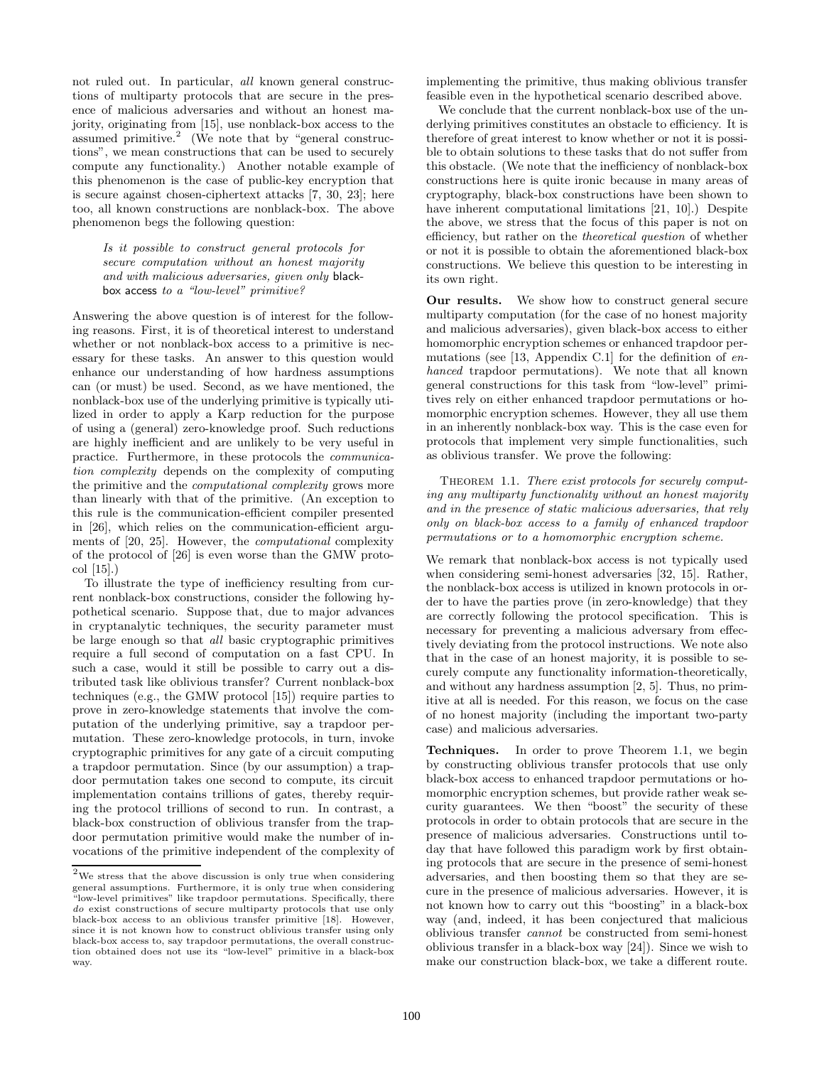not ruled out. In particular, *all* known general constructions of multiparty protocols that are secure in the presence of malicious adversaries and without an honest majority, originating from [15], use nonblack-box access to the assumed primitive.[2] (We note that by "general constructions", we mean constructions that can be used to securely compute any functionality.) Another notable example of this phenomenon is the case of public-key encryption that is secure against chosen-ciphertext attacks [7, 30, 23]; here too, all known constructions are nonblack-box. The above phenomenon begs the following question:

> *Is it possible to construct general protocols for secure computation without an honest majority and with malicious adversaries, given only* black-box access *to a "low-level" primitive?*

Answering the above question is of interest for the following reasons. First, it is of theoretical interest to understand whether or not nonblack-box access to a primitive is necessary for these tasks. An answer to this question would enhance our understanding of how hardness assumptions can (or must) be used. Second, as we have mentioned, the nonblack-box use of the underlying primitive is typically utilized in order to apply a Karp reduction for the purpose of using a (general) zero-knowledge proof. Such reductions are highly inefficient and are unlikely to be very useful in practice. Furthermore, in these protocols the *communication complexity* depends on the complexity of computing the primitive and the *computational complexity* grows more than linearly with that of the primitive. (An exception to this rule is the communication-efficient compiler presented in [26], which relies on the communication-efficient arguments of [20, 25]. However, the *computational* complexity of the protocol of [26] is even worse than the GMW protocol [15].)

To illustrate the type of inefficiency resulting from current nonblack-box constructions, consider the following hypothetical scenario. Suppose that, due to major advances in cryptanalytic techniques, the security parameter must be large enough so that *all* basic cryptographic primitives require a full second of computation on a fast CPU. In such a case, would it still be possible to carry out a distributed task like oblivious transfer? Current nonblack-box techniques (e.g., the GMW protocol [15]) require parties to prove in zero-knowledge statements that involve the computation of the underlying primitive, say a trapdoor permutation. These zero-knowledge protocols, in turn, invoke cryptographic primitives for any gate of a circuit computing a trapdoor permutation. Since (by our assumption) a trapdoor permutation takes one second to compute, its circuit implementation contains trillions of gates, thereby requiring the protocol trillions of second to run. In contrast, a black-box construction of oblivious transfer from the trapdoor permutation primitive would make the number of invocations of the primitive independent of the complexity of implementing the primitive, thus making oblivious transfer feasible even in the hypothetical scenario described above.

We conclude that the current nonblack-box use of the underlying primitives constitutes an obstacle to efficiency. It is therefore of great interest to know whether or not it is possible to obtain solutions to these tasks that do not suffer from this obstacle. (We note that the inefficiency of nonblack-box constructions here is quite ironic because in many areas of cryptography, black-box constructions have been shown to have inherent computational limitations [21, 10].) Despite the above, we stress that the focus of this paper is not on efficiency, but rather on the *theoretical question* of whether or not it is possible to obtain the aforementioned black-box constructions. We believe this question to be interesting in its own right.

**Our results.** We show how to construct general secure multiparty computation (for the case of no honest majority and malicious adversaries), given black-box access to either homomorphic encryption schemes or enhanced trapdoor permutations (see [13, Appendix C.1] for the definition of *enhanced* trapdoor permutations). We note that all known general constructions for this task from "low-level" primitives rely on either enhanced trapdoor permutations or homomorphic encryption schemes. However, they all use them in an inherently nonblack-box way. This is the case even for protocols that implement very simple functionalities, such as oblivious transfer. We prove the following:

Theorem 1.1. *There exist protocols for securely computing any multiparty functionality without an honest majority and in the presence of static malicious adversaries, that rely only on black-box access to a family of enhanced trapdoor permutations or to a homomorphic encryption scheme.*

We remark that nonblack-box access is not typically used when considering semi-honest adversaries [32, 15]. Rather, the nonblack-box access is utilized in known protocols in order to have the parties prove (in zero-knowledge) that they are correctly following the protocol specification. This is necessary for preventing a malicious adversary from effectively deviating from the protocol instructions. We note also that in the case of an honest majority, it is possible to securely compute any functionality information-theoretically, and without any hardness assumption [2, 5]. Thus, no primitive at all is needed. For this reason, we focus on the case of no honest majority (including the important two-party case) and malicious adversaries.

**Techniques.** In order to prove Theorem 1.1, we begin by constructing oblivious transfer protocols that use only black-box access to enhanced trapdoor permutations or homomorphic encryption schemes, but provide rather weak security guarantees. We then "boost" the security of these protocols in order to obtain protocols that are secure in the presence of malicious adversaries. Constructions until today that have followed this paradigm work by first obtaining protocols that are secure in the presence of semi-honest adversaries, and then boosting them so that they are secure in the presence of malicious adversaries. However, it is not known how to carry out this "boosting" in a black-box way (and, indeed, it has been conjectured that malicious oblivious transfer *cannot* be constructed from semi-honest oblivious transfer in a black-box way [24]). Since we wish to make our construction black-box, we take a different route.

[2] We stress that the above discussion is only true when considering general assumptions. Furthermore, it is only true when considering "low-level primitives" like trapdoor permutations. Specifically, there *do* exist constructions of secure multiparty protocols that use only black-box access to an oblivious transfer primitive [18]. However, since it is not known how to construct oblivious transfer using only black-box access to, say trapdoor permutations, the overall construction obtained does not use its "low-level" primitive in a black-box way.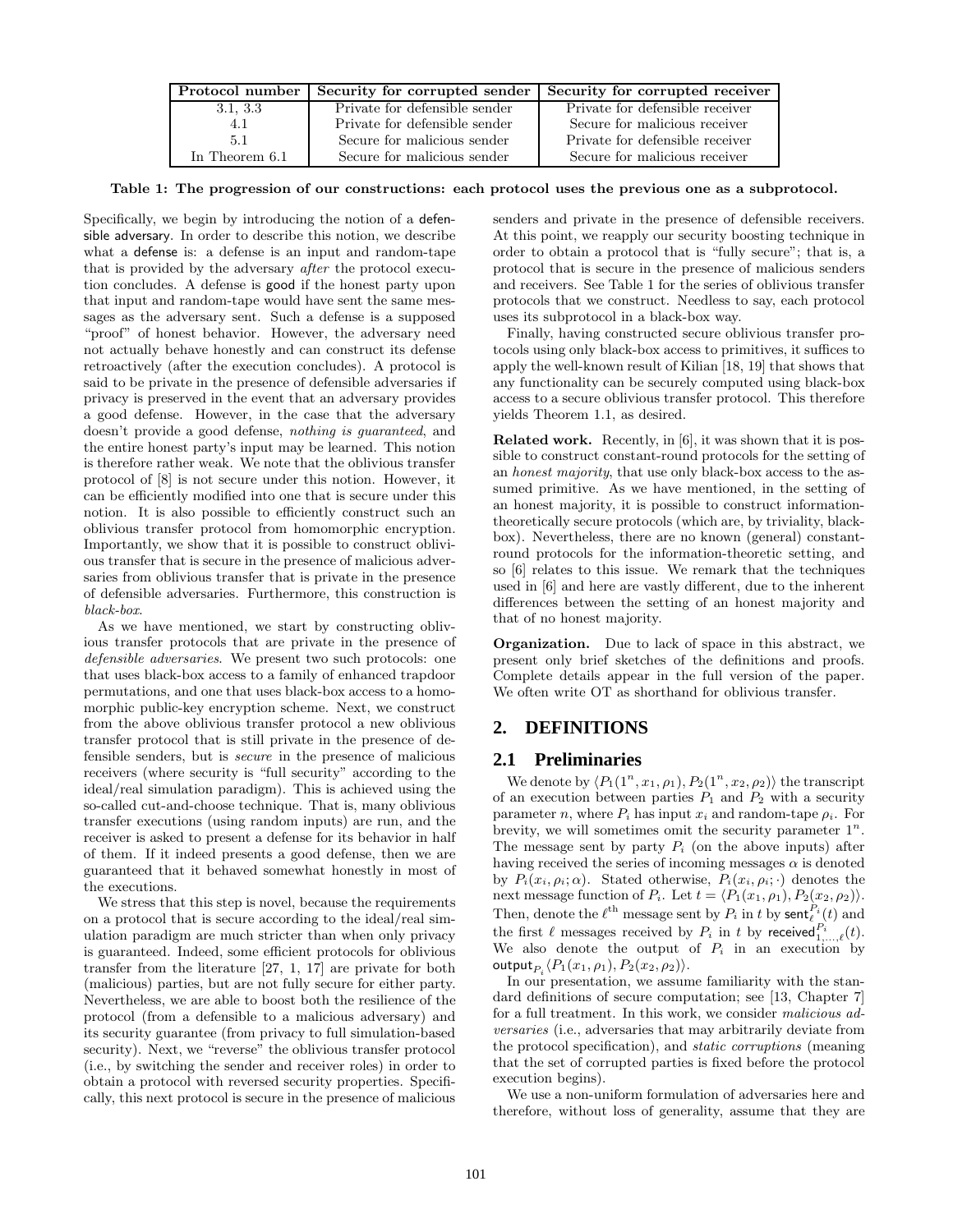| Protocol number | Security for corrupted sender | Security for corrupted receiver |
|---|---|---|
| 3.1, 3.3 | Private for defensible sender | Private for defensible receiver |
| 4.1 | Private for defensible sender | Secure for malicious receiver |
| 5.1 | Secure for malicious sender | Private for defensible receiver |
| In Theorem 6.1 | Secure for malicious sender | Secure for malicious receiver |

**Table 1: The progression of our constructions: each protocol uses the previous one as a subprotocol.**

Specifically, we begin by introducing the notion of a defensible adversary. In order to describe this notion, we describe what a defense is: a defense is an input and random-tape that is provided by the adversary *after* the protocol execution concludes. A defense is good if the honest party upon that input and random-tape would have sent the same messages as the adversary sent. Such a defense is a supposed "proof" of honest behavior. However, the adversary need not actually behave honestly and can construct its defense retroactively (after the execution concludes). A protocol is said to be private in the presence of defensible adversaries if privacy is preserved in the event that an adversary provides a good defense. However, in the case that the adversary doesn't provide a good defense, *nothing is guaranteed*, and the entire honest party's input may be learned. This notion is therefore rather weak. We note that the oblivious transfer protocol of [8] is not secure under this notion. However, it can be efficiently modified into one that is secure under this notion. It is also possible to efficiently construct such an oblivious transfer protocol from homomorphic encryption. Importantly, we show that it is possible to construct oblivious transfer that is secure in the presence of malicious adversaries from oblivious transfer that is private in the presence of defensible adversaries. Furthermore, this construction is *black-box*.

As we have mentioned, we start by constructing oblivious transfer protocols that are private in the presence of *defensible adversaries*. We present two such protocols: one that uses black-box access to a family of enhanced trapdoor permutations, and one that uses black-box access to a homomorphic public-key encryption scheme. Next, we construct from the above oblivious transfer protocol a new oblivious transfer protocol that is still private in the presence of defensible senders, but is *secure* in the presence of malicious receivers (where security is "full security" according to the ideal/real simulation paradigm). This is achieved using the so-called cut-and-choose technique. That is, many oblivious transfer executions (using random inputs) are run, and the receiver is asked to present a defense for its behavior in half of them. If it indeed presents a good defense, then we are guaranteed that it behaved somewhat honestly in most of the executions.

We stress that this step is novel, because the requirements on a protocol that is secure according to the ideal/real simulation paradigm are much stricter than when only privacy is guaranteed. Indeed, some efficient protocols for oblivious transfer from the literature [27, 1, 17] are private for both (malicious) parties, but are not fully secure for either party. Nevertheless, we are able to boost both the resilience of the protocol (from a defensible to a malicious adversary) and its security guarantee (from privacy to full simulation-based security). Next, we "reverse" the oblivious transfer protocol (i.e., by switching the sender and receiver roles) in order to obtain a protocol with reversed security properties. Specifically, this next protocol is secure in the presence of malicious senders and private in the presence of defensible receivers. At this point, we reapply our security boosting technique in order to obtain a protocol that is "fully secure"; that is, a protocol that is secure in the presence of malicious senders and receivers. See Table 1 for the series of oblivious transfer protocols that we construct. Needless to say, each protocol uses its subprotocol in a black-box way.

Finally, having constructed secure oblivious transfer protocols using only black-box access to primitives, it suffices to apply the well-known result of Kilian [18, 19] that shows that any functionality can be securely computed using black-box access to a secure oblivious transfer protocol. This therefore yields Theorem 1.1, as desired.

**Related work.** Recently, in [6], it was shown that it is possible to construct constant-round protocols for the setting of an *honest majority*, that use only black-box access to the assumed primitive. As we have mentioned, in the setting of an honest majority, it is possible to construct information-theoretically secure protocols (which are, by triviality, black-box). Nevertheless, there are no known (general) constant-round protocols for the information-theoretic setting, and so [6] relates to this issue. We remark that the techniques used in [6] and here are vastly different, due to the inherent differences between the setting of an honest majority and that of no honest majority.

**Organization.** Due to lack of space in this abstract, we present only brief sketches of the definitions and proofs. Complete details appear in the full version of the paper. We often write OT as shorthand for oblivious transfer.

## 2. DEFINITIONS

### 2.1 Preliminaries

We denote by $\langle P_1(1^n, x_1, \rho_1), P_2(1^n, x_2, \rho_2)\rangle$ the transcript of an execution between parties $P_1$ and $P_2$ with a security parameter $n$, where $P_i$ has input $x_i$ and random-tape $\rho_i$. For brevity, we will sometimes omit the security parameter $1^n$. The message sent by party $P_i$ (on the above inputs) after having received the series of incoming messages $\alpha$ is denoted by $P_i(x_i, \rho_i; \alpha)$. Stated otherwise, $P_i(x_i, \rho_i; \cdot)$ denotes the next message function of $P_i$. Let $t = \langle P_1(x_1, \rho_1), P_2(x_2, \rho_2)\rangle$. Then, denote the $\ell^{\text{th}}$ message sent by $P_i$ in $t$ by $\mathsf{sent}_\ell^{P_i}(t)$ and the first $\ell$ messages received by $P_i$ in $t$ by $\mathsf{received}_{1,\ldots,\ell}^{P_i}(t)$. We also denote the output of $P_i$ in an execution by $\mathsf{output}_{P_i}\langle P_1(x_1, \rho_1), P_2(x_2, \rho_2)\rangle$.

In our presentation, we assume familiarity with the standard definitions of secure computation; see [13, Chapter 7] for a full treatment. In this work, we consider *malicious adversaries* (i.e., adversaries that may arbitrarily deviate from the protocol specification), and *static corruptions* (meaning that the set of corrupted parties is fixed before the protocol execution begins).

We use a non-uniform formulation of adversaries here and therefore, without loss of generality, assume that they are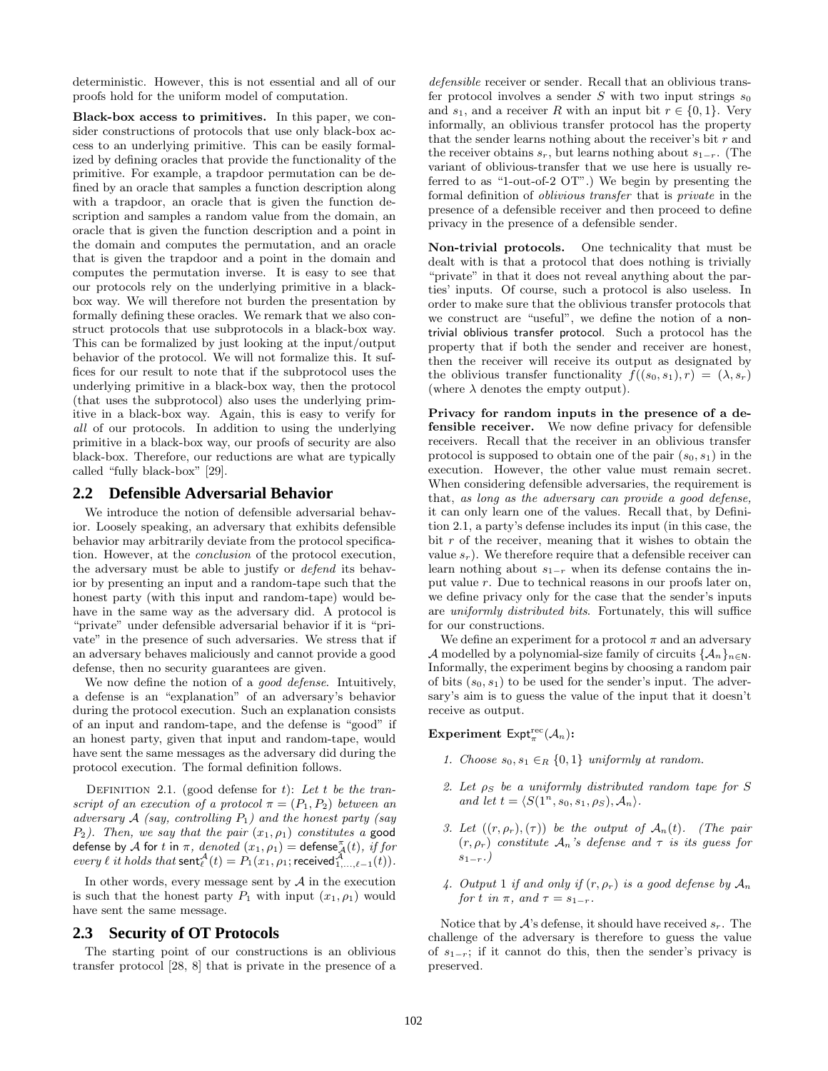deterministic. However, this is not essential and all of our proofs hold for the uniform model of computation.

**Black-box access to primitives.** In this paper, we consider constructions of protocols that use only black-box access to an underlying primitive. This can be easily formalized by defining oracles that provide the functionality of the primitive. For example, a trapdoor permutation can be defined by an oracle that samples a function description along with a trapdoor, an oracle that is given the function description and samples a random value from the domain, an oracle that is given the function description and a point in the domain and computes the permutation, and an oracle that is given the trapdoor and a point in the domain and computes the permutation inverse. It is easy to see that our protocols rely on the underlying primitive in a black-box way. We will therefore not burden the presentation by formally defining these oracles. We remark that we also construct protocols that use subprotocols in a black-box way. This can be formalized by just looking at the input/output behavior of the protocol. We will not formalize this. It suffices for our result to note that if the subprotocol uses the underlying primitive in a black-box way, then the protocol (that uses the subprotocol) also uses the underlying primitive in a black-box way. Again, this is easy to verify for *all* of our protocols. In addition to using the underlying primitive in a black-box way, our proofs of security are also black-box. Therefore, our reductions are what are typically called "fully black-box" [29].

## 2.2 Defensible Adversarial Behavior

We introduce the notion of defensible adversarial behavior. Loosely speaking, an adversary that exhibits defensible behavior may arbitrarily deviate from the protocol specification. However, at the *conclusion* of the protocol execution, the adversary must be able to justify or *defend* its behavior by presenting an input and a random-tape such that the honest party (with this input and random-tape) would behave in the same way as the adversary did. A protocol is "private" under defensible adversarial behavior if it is "private" in the presence of such adversaries. We stress that if an adversary behaves maliciously and cannot provide a good defense, then no security guarantees are given.

We now define the notion of a *good defense*. Intuitively, a defense is an "explanation" of an adversary's behavior during the protocol execution. Such an explanation consists of an input and random-tape, and the defense is "good" if an honest party, given that input and random-tape, would have sent the same messages as the adversary did during the protocol execution. The formal definition follows.

Definition 2.1. (good defense for $t$): *Let $t$ be the transcript of an execution of a protocol $\pi = (P_1, P_2)$ between an adversary $\mathcal{A}$ (say, controlling $P_1$) and the honest party (say $P_2$). Then, we say that the pair $(x_1, \rho_1)$ constitutes a* good defense by $\mathcal{A}$ for $t$ in $\pi$, *denoted $(x_1, \rho_1) = \mathsf{defense}^{\pi}_{\mathcal{A}}(t)$, if for every $\ell$ it holds that $\mathsf{sent}^{\mathcal{A}}_{\ell}(t) = P_1(x_1, \rho_1; \mathsf{received}^{\mathcal{A}}_{1,\ldots,\ell-1}(t))$.*

In other words, every message sent by $\mathcal{A}$ in the execution is such that the honest party $P_1$ with input $(x_1, \rho_1)$ would have sent the same message.

## 2.3 Security of OT Protocols

The starting point of our constructions is an oblivious transfer protocol [28, 8] that is private in the presence of a *defensible* receiver or sender. Recall that an oblivious transfer protocol involves a sender $S$ with two input strings $s_0$ and $s_1$, and a receiver $R$ with an input bit $r \in \{0, 1\}$. Very informally, an oblivious transfer protocol has the property that the sender learns nothing about the receiver's bit $r$ and the receiver obtains $s_r$, but learns nothing about $s_{1-r}$. (The variant of oblivious-transfer that we use here is usually referred to as "1-out-of-2 OT".) We begin by presenting the formal definition of *oblivious transfer* that is *private* in the presence of a defensible receiver and then proceed to define privacy in the presence of a defensible sender.

**Non-trivial protocols.** One technicality that must be dealt with is that a protocol that does nothing is trivially "private" in that it does not reveal anything about the parties' inputs. Of course, such a protocol is also useless. In order to make sure that the oblivious transfer protocols that we construct are "useful", we define the notion of a non-trivial oblivious transfer protocol. Such a protocol has the property that if both the sender and receiver are honest, then the receiver will receive its output as designated by the oblivious transfer functionality $f((s_0, s_1), r) = (\lambda, s_r)$ (where $\lambda$ denotes the empty output).

**Privacy for random inputs in the presence of a defensible receiver.** We now define privacy for defensible receivers. Recall that the receiver in an oblivious transfer protocol is supposed to obtain one of the pair $(s_0, s_1)$ in the execution. However, the other value must remain secret. When considering defensible adversaries, the requirement is that, *as long as the adversary can provide a good defense,* it can only learn one of the values. Recall that, by Definition 2.1, a party's defense includes its input (in this case, the bit $r$ of the receiver, meaning that it wishes to obtain the value $s_r$). We therefore require that a defensible receiver can learn nothing about $s_{1-r}$ when its defense contains the input value $r$. Due to technical reasons in our proofs later on, we define privacy only for the case that the sender's inputs are *uniformly distributed bits*. Fortunately, this will suffice for our constructions.

We define an experiment for a protocol $\pi$ and an adversary $\mathcal{A}$ modelled by a polynomial-size family of circuits $\{\mathcal{A}_n\}_{n\in\mathsf{N}}$. Informally, the experiment begins by choosing a random pair of bits $(s_0, s_1)$ to be used for the sender's input. The adversary's aim is to guess the value of the input that it doesn't receive as output.

**Experiment $\mathsf{Expt}^{\rm rec}_{\pi}(\mathcal{A}_n)$:**

1. *Choose $s_0, s_1 \in_R \{0, 1\}$ uniformly at random.*
2. *Let $\rho_S$ be a uniformly distributed random tape for $S$ and let $t = \langle S(1^n, s_0, s_1, \rho_S), \mathcal{A}_n\rangle$.*
3. *Let $((r, \rho_r), (\tau))$ be the output of $\mathcal{A}_n(t)$. (The pair $(r, \rho_r)$ constitute $\mathcal{A}_n$'s defense and $\tau$ is its guess for $s_{1-r}$.)*
4. *Output 1 if and only if $(r, \rho_r)$ is a good defense by $\mathcal{A}_n$ for $t$ in $\pi$, and $\tau = s_{1-r}$.*

Notice that by $\mathcal{A}$'s defense, it should have received $s_r$. The challenge of the adversary is therefore to guess the value of $s_{1-r}$; if it cannot do this, then the sender's privacy is preserved.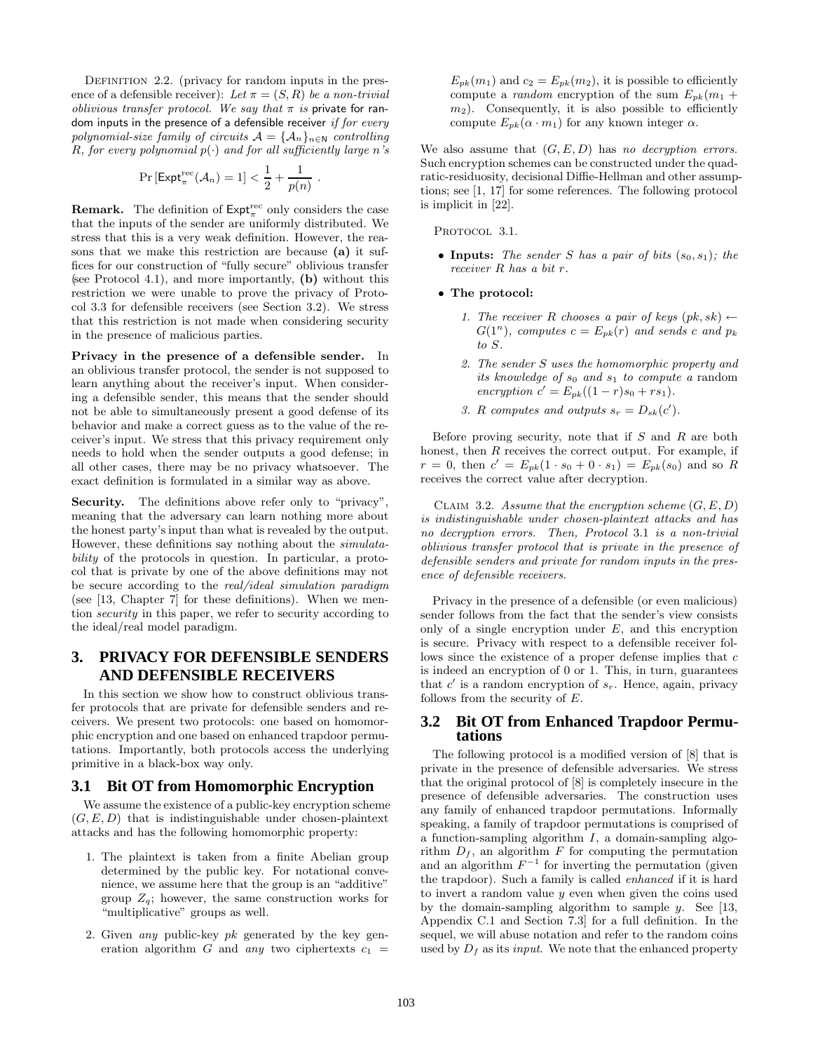DEFINITION 2.2. (privacy for random inputs in the presence of a defensible receiver): *Let $\pi = (S, R)$ be a non-trivial oblivious transfer protocol. We say that $\pi$ is* private for random inputs in the presence of a defensible receiver *if for every polynomial-size family of circuits $\mathcal{A} = \{\mathcal{A}_n\}_{n \in \mathsf{N}}$ controlling $R$, for every polynomial $p(\cdot)$ and for all sufficiently large $n$'s*

$$\Pr\left[\mathsf{Expt}^{\mathrm{rec}}_{\pi}(\mathcal{A}_n) = 1\right] < \frac{1}{2} + \frac{1}{p(n)} .$$

**Remark.** The definition of $\mathsf{Expt}^{\mathrm{rec}}_{\pi}$ only considers the case that the inputs of the sender are uniformly distributed. We stress that this is a very weak definition. However, the reasons that we make this restriction are because **(a)** it suffices for our construction of "fully secure" oblivious transfer (see Protocol 4.1), and more importantly, **(b)** without this restriction we were unable to prove the privacy of Protocol 3.3 for defensible receivers (see Section 3.2). We stress that this restriction is not made when considering security in the presence of malicious parties.

**Privacy in the presence of a defensible sender.** In an oblivious transfer protocol, the sender is not supposed to learn anything about the receiver's input. When considering a defensible sender, this means that the sender should not be able to simultaneously present a good defense of its behavior and make a correct guess as to the value of the receiver's input. We stress that this privacy requirement only needs to hold when the sender outputs a good defense; in all other cases, there may be no privacy whatsoever. The exact definition is formulated in a similar way as above.

**Security.** The definitions above refer only to "privacy", meaning that the adversary can learn nothing more about the honest party's input than what is revealed by the output. However, these definitions say nothing about the *simulatability* of the protocols in question. In particular, a protocol that is private by one of the above definitions may not be secure according to the *real/ideal simulation paradigm* (see [13, Chapter 7] for these definitions). When we mention *security* in this paper, we refer to security according to the ideal/real model paradigm.

# 3. PRIVACY FOR DEFENSIBLE SENDERS AND DEFENSIBLE RECEIVERS

In this section we show how to construct oblivious transfer protocols that are private for defensible senders and receivers. We present two protocols: one based on homomorphic encryption and one based on enhanced trapdoor permutations. Importantly, both protocols access the underlying primitive in a black-box way only.

## 3.1 Bit OT from Homomorphic Encryption

We assume the existence of a public-key encryption scheme $(G, E, D)$ that is indistinguishable under chosen-plaintext attacks and has the following homomorphic property:

1. The plaintext is taken from a finite Abelian group determined by the public key. For notational convenience, we assume here that the group is an "additive" group $Z_q$; however, the same construction works for "multiplicative" groups as well.
2. Given *any* public-key $pk$ generated by the key generation algorithm $G$ and *any* two ciphertexts $c_1 = E_{pk}(m_1)$ and $c_2 = E_{pk}(m_2)$, it is possible to efficiently compute a *random* encryption of the sum $E_{pk}(m_1 + m_2)$. Consequently, it is also possible to efficiently compute $E_{pk}(\alpha \cdot m_1)$ for any known integer $\alpha$.

We also assume that $(G, E, D)$ has *no decryption errors*. Such encryption schemes can be constructed under the quadratic-residuosity, decisional Diffie-Hellman and other assumptions; see [1, 17] for some references. The following protocol is implicit in [22].

PROTOCOL 3.1.

- **Inputs:** *The sender $S$ has a pair of bits $(s_0, s_1)$; the receiver $R$ has a bit $r$.*
- **The protocol:**
  1. *The receiver $R$ chooses a pair of keys $(pk, sk) \leftarrow G(1^n)$, computes $c = E_{pk}(r)$ and sends $c$ and $p_k$ to $S$.*
  2. *The sender $S$ uses the homomorphic property and its knowledge of $s_0$ and $s_1$ to compute a* random *encryption $c' = E_{pk}((1-r)s_0 + rs_1)$.*
  3. *$R$ computes and outputs $s_r = D_{sk}(c')$.*

Before proving security, note that if $S$ and $R$ are both honest, then $R$ receives the correct output. For example, if $r = 0$, then $c' = E_{pk}(1 \cdot s_0 + 0 \cdot s_1) = E_{pk}(s_0)$ and so $R$ receives the correct value after decryption.

CLAIM 3.2. *Assume that the encryption scheme $(G, E, D)$ is indistinguishable under chosen-plaintext attacks and has no decryption errors. Then, Protocol 3.1 is a non-trivial oblivious transfer protocol that is private in the presence of defensible senders and private for random inputs in the presence of defensible receivers.*

Privacy in the presence of a defensible (or even malicious) sender follows from the fact that the sender's view consists only of a single encryption under $E$, and this encryption is secure. Privacy with respect to a defensible receiver follows since the existence of a proper defense implies that $c$ is indeed an encryption of 0 or 1. This, in turn, guarantees that $c'$ is a random encryption of $s_r$. Hence, again, privacy follows from the security of $E$.

## 3.2 Bit OT from Enhanced Trapdoor Permutations

The following protocol is a modified version of [8] that is private in the presence of defensible adversaries. We stress that the original protocol of [8] is completely insecure in the presence of defensible adversaries. The construction uses any family of enhanced trapdoor permutations. Informally speaking, a family of trapdoor permutations is comprised of a function-sampling algorithm $I$, a domain-sampling algorithm $D_f$, an algorithm $F$ for computing the permutation and an algorithm $F^{-1}$ for inverting the permutation (given the trapdoor). Such a family is called *enhanced* if it is hard to invert a random value $y$ even when given the coins used by the domain-sampling algorithm to sample $y$. See [13, Appendix C.1 and Section 7.3] for a full definition. In the sequel, we will abuse notation and refer to the random coins used by $D_f$ as its *input*. We note that the enhanced property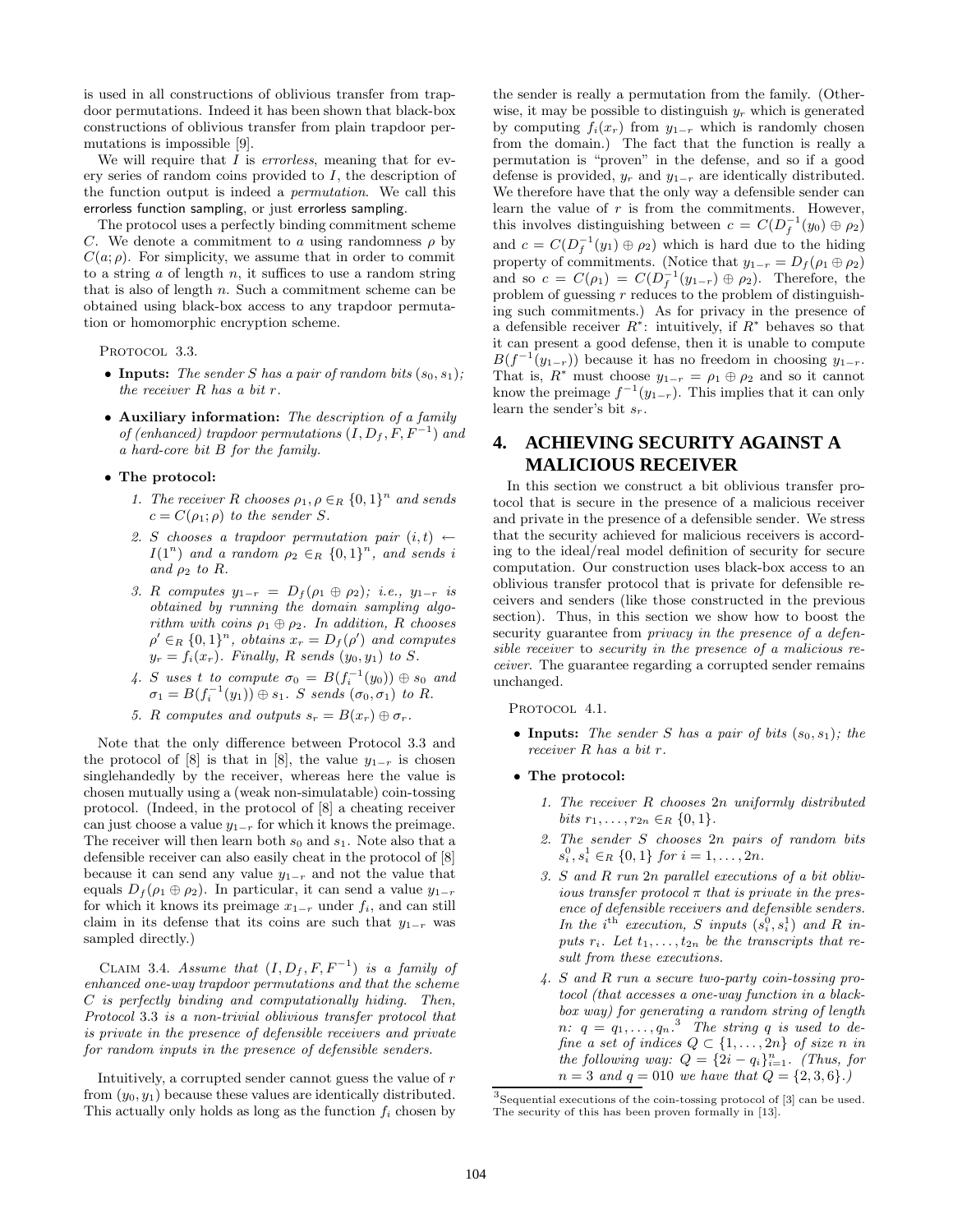is used in all constructions of oblivious transfer from trapdoor permutations. Indeed it has been shown that black-box constructions of oblivious transfer from plain trapdoor permutations is impossible [9].

We will require that $I$ is *errorless*, meaning that for every series of random coins provided to $I$, the description of the function output is indeed a *permutation*. We call this errorless function sampling, or just errorless sampling.

The protocol uses a perfectly binding commitment scheme $C$. We denote a commitment to $a$ using randomness $\rho$ by $C(a;\rho)$. For simplicity, we assume that in order to commit to a string $a$ of length $n$, it suffices to use a random string that is also of length $n$. Such a commitment scheme can be obtained using black-box access to any trapdoor permutation or homomorphic encryption scheme.

Protocol 3.3.

- **Inputs:** *The sender $S$ has a pair of random bits $(s_0, s_1)$; the receiver $R$ has a bit $r$.*
- **Auxiliary information:** *The description of a family of (enhanced) trapdoor permutations $(I, D_f, F, F^{-1})$ and a hard-core bit $B$ for the family.*
- **The protocol:**
  1. *The receiver $R$ chooses $\rho_1, \rho \in_R \{0,1\}^n$ and sends $c = C(\rho_1;\rho)$ to the sender $S$.*
  2. *$S$ chooses a trapdoor permutation pair $(i, t) \leftarrow I(1^n)$ and a random $\rho_2 \in_R \{0,1\}^n$, and sends $i$ and $\rho_2$ to $R$.*
  3. *$R$ computes $y_{1-r} = D_f(\rho_1 \oplus \rho_2)$; i.e., $y_{1-r}$ is obtained by running the domain sampling algorithm with coins $\rho_1 \oplus \rho_2$. In addition, $R$ chooses $\rho' \in_R \{0,1\}^n$, obtains $x_r = D_f(\rho')$ and computes $y_r = f_i(x_r)$. Finally, $R$ sends $(y_0, y_1)$ to $S$.*
  4. *$S$ uses $t$ to compute $\sigma_0 = B(f_i^{-1}(y_0)) \oplus s_0$ and $\sigma_1 = B(f_i^{-1}(y_1)) \oplus s_1$. $S$ sends $(\sigma_0, \sigma_1)$ to $R$.*
  5. *$R$ computes and outputs $s_r = B(x_r) \oplus \sigma_r$.*

Note that the only difference between Protocol 3.3 and the protocol of [8] is that in [8], the value $y_{1-r}$ is chosen singlehandedly by the receiver, whereas here the value is chosen mutually using a (weak non-simulatable) coin-tossing protocol. (Indeed, in the protocol of [8] a cheating receiver can just choose a value $y_{1-r}$ for which it knows the preimage. The receiver will then learn both $s_0$ and $s_1$. Note also that a defensible receiver can also easily cheat in the protocol of [8] because it can send any value $y_{1-r}$ and not the value that equals $D_f(\rho_1 \oplus \rho_2)$. In particular, it can send a value $y_{1-r}$ for which it knows its preimage $x_{1-r}$ under $f_i$, and can still claim in its defense that its coins are such that $y_{1-r}$ was sampled directly.)

Claim 3.4. *Assume that $(I, D_f, F, F^{-1})$ is a family of enhanced one-way trapdoor permutations and that the scheme $C$ is perfectly binding and computationally hiding. Then, Protocol 3.3 is a non-trivial oblivious transfer protocol that is private in the presence of defensible receivers and private for random inputs in the presence of defensible senders.*

Intuitively, a corrupted sender cannot guess the value of $r$ from $(y_0, y_1)$ because these values are identically distributed. This actually only holds as long as the function $f_i$ chosen by the sender is really a permutation from the family. (Otherwise, it may be possible to distinguish $y_r$ which is generated by computing $f_i(x_r)$ from $y_{1-r}$ which is randomly chosen from the domain.) The fact that the function is really a permutation is "proven" in the defense, and so if a good defense is provided, $y_r$ and $y_{1-r}$ are identically distributed. We therefore have that the only way a defensible sender can learn the value of $r$ is from the commitments. However, this involves distinguishing between $c = C(D_f^{-1}(y_0) \oplus \rho_2)$ and $c = C(D_f^{-1}(y_1) \oplus \rho_2)$ which is hard due to the hiding property of commitments. (Notice that $y_{1-r} = D_f(\rho_1 \oplus \rho_2)$ and so $c = C(\rho_1) = C(D_f^{-1}(y_{1-r}) \oplus \rho_2)$. Therefore, the problem of guessing $r$ reduces to the problem of distinguishing such commitments.) As for privacy in the presence of a defensible receiver $R^*$: intuitively, if $R^*$ behaves so that it can present a good defense, then it is unable to compute $B(f^{-1}(y_{1-r}))$ because it has no freedom in choosing $y_{1-r}$. That is, $R^*$ must choose $y_{1-r} = \rho_1 \oplus \rho_2$ and so it cannot know the preimage $f^{-1}(y_{1-r})$. This implies that it can only learn the sender's bit $s_r$.

# 4. ACHIEVING SECURITY AGAINST A MALICIOUS RECEIVER

In this section we construct a bit oblivious transfer protocol that is secure in the presence of a malicious receiver and private in the presence of a defensible sender. We stress that the security achieved for malicious receivers is according to the ideal/real model definition of security for secure computation. Our construction uses black-box access to an oblivious transfer protocol that is private for defensible receivers and senders (like those constructed in the previous section). Thus, in this section we show how to boost the security guarantee from *privacy in the presence of a defensible receiver* to *security in the presence of a malicious receiver*. The guarantee regarding a corrupted sender remains unchanged.

Protocol 4.1.

- **Inputs:** *The sender $S$ has a pair of bits $(s_0, s_1)$; the receiver $R$ has a bit $r$.*
- **The protocol:**
  1. *The receiver $R$ chooses $2n$ uniformly distributed bits $r_1, \ldots, r_{2n} \in_R \{0,1\}$.*
  2. *The sender $S$ chooses $2n$ pairs of random bits $s_i^0, s_i^1 \in_R \{0,1\}$ for $i = 1, \ldots, 2n$.*
  3. *$S$ and $R$ run $2n$ parallel executions of a bit oblivious transfer protocol $\pi$ that is private in the presence of defensible receivers and defensible senders. In the $i^{\text{th}}$ execution, $S$ inputs $(s_i^0, s_i^1)$ and $R$ inputs $r_i$. Let $t_1, \ldots, t_{2n}$ be the transcripts that result from these executions.*
  4. *$S$ and $R$ run a secure two-party coin-tossing protocol (that accesses a one-way function in a black-box way) for generating a random string of length $n$: $q = q_1, \ldots, q_n$.[3] The string $q$ is used to define a set of indices $Q \subset \{1, \ldots, 2n\}$ of size $n$ in the following way: $Q = \{2i - q_i\}_{i=1}^n$. (Thus, for $n = 3$ and $q = 010$ we have that $Q = \{2, 3, 6\}$.)*

[3] Sequential executions of the coin-tossing protocol of [3] can be used. The security of this has been proven formally in [13].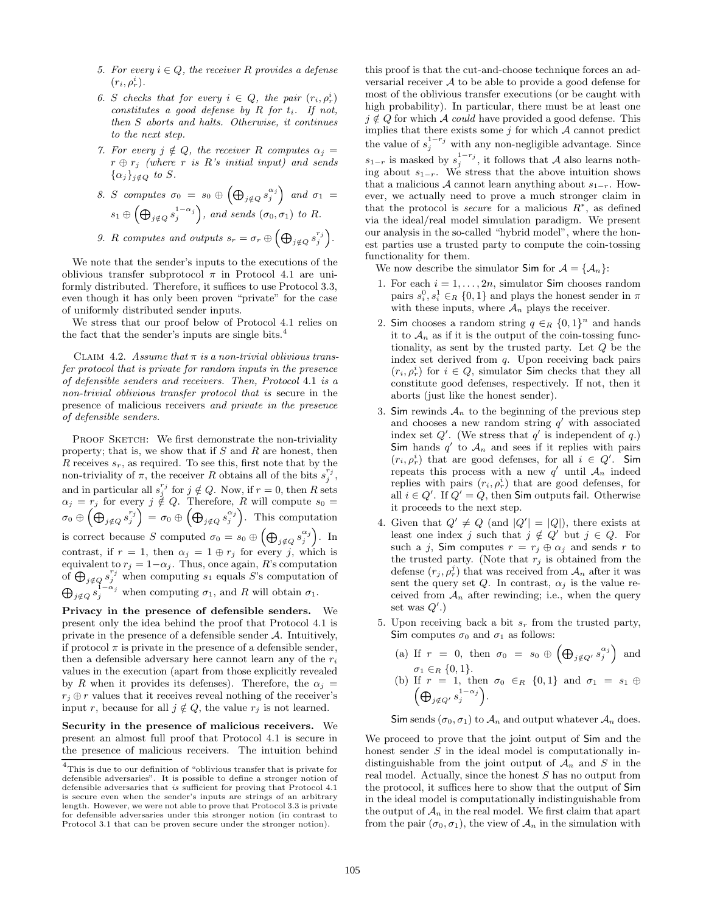5. For every $i \in Q$, the receiver $R$ provides a defense $(r_i, \rho_r^i)$.

6. $S$ checks that for every $i \in Q$, the pair $(r_i, \rho_r^i)$ constitutes a good defense by $R$ for $t_i$. If not, then $S$ aborts and halts. Otherwise, it continues to the next step.

7. For every $j \notin Q$, the receiver $R$ computes $\alpha_j = r \oplus r_j$ (where $r$ is $R$'s initial input) and sends $\{\alpha_j\}_{j \notin Q}$ to $S$.

8. $S$ computes $\sigma_0 = s_0 \oplus \left(\bigoplus_{j \notin Q} s_j^{\alpha_j}\right)$ and $\sigma_1 = s_1 \oplus \left(\bigoplus_{j \notin Q} s_j^{1-\alpha_j}\right)$, and sends $(\sigma_0, \sigma_1)$ to $R$.

9. $R$ computes and outputs $s_r = \sigma_r \oplus \left(\bigoplus_{j \notin Q} s_j^{r_j}\right)$.

We note that the sender's inputs to the executions of the oblivious transfer subprotocol $\pi$ in Protocol 4.1 are uniformly distributed. Therefore, it suffices to use Protocol 3.3, even though it has only been proven "private" for the case of uniformly distributed sender inputs.

We stress that our proof below of Protocol 4.1 relies on the fact that the sender's inputs are single bits.[4]

Claim 4.2. *Assume that $\pi$ is a non-trivial oblivious transfer protocol that is private for random inputs in the presence of defensible senders and receivers. Then, Protocol* 4.1 *is a non-trivial oblivious transfer protocol that is* secure in the presence of malicious receivers *and private in the presence of defensible senders.*

Proof Sketch: We first demonstrate the non-triviality property; that is, we show that if $S$ and $R$ are honest, then $R$ receives $s_r$, as required. To see this, first note that by the non-triviality of $\pi$, the receiver $R$ obtains all of the bits $s_j^{r_j}$, and in particular all $s_j^{r_j}$ for $j \notin Q$. Now, if $r = 0$, then $R$ sets $\alpha_j = r_j$ for every $j \notin Q$. Therefore, $R$ will compute $s_0 = \sigma_0 \oplus \left(\bigoplus_{j \notin Q} s_j^{r_j}\right) = \sigma_0 \oplus \left(\bigoplus_{j \notin Q} s_j^{\alpha_j}\right)$. This computation is correct because $S$ computed $\sigma_0 = s_0 \oplus \left(\bigoplus_{j \notin Q} s_j^{\alpha_j}\right)$. In contrast, if $r = 1$, then $\alpha_j = 1 \oplus r_j$ for every $j$, which is equivalent to $r_j = 1 - \alpha_j$. Thus, once again, $R$'s computation of $\bigoplus_{j \notin Q} s_j^{r_j}$ when computing $s_1$ equals $S$'s computation of $\bigoplus_{j \notin Q} s_j^{1-\alpha_j}$ when computing $\sigma_1$, and $R$ will obtain $\sigma_1$.

**Privacy in the presence of defensible senders.** We present only the idea behind the proof that Protocol 4.1 is private in the presence of a defensible sender $\mathcal{A}$. Intuitively, if protocol $\pi$ is private in the presence of a defensible sender, then a defensible adversary here cannot learn any of the $r_i$ values in the execution (apart from those explicitly revealed by $R$ when it provides its defenses). Therefore, the $\alpha_j = r_j \oplus r$ values that it receives reveal nothing of the receiver's input $r$, because for all $j \notin Q$, the value $r_j$ is not learned.

**Security in the presence of malicious receivers.** We present an almost full proof that Protocol 4.1 is secure in the presence of malicious receivers. The intuition behind this proof is that the cut-and-choose technique forces an adversarial receiver $\mathcal{A}$ to be able to provide a good defense for most of the oblivious transfer executions (or be caught with high probability). In particular, there must be at least one $j \notin Q$ for which $\mathcal{A}$ *could* have provided a good defense. This implies that there exists some $j$ for which $\mathcal{A}$ cannot predict the value of $s_j^{1-r_j}$ with any non-negligible advantage. Since $s_{1-r}$ is masked by $s_j^{1-r_j}$, it follows that $\mathcal{A}$ also learns nothing about $s_{1-r}$. We stress that the above intuition shows that a malicious $\mathcal{A}$ cannot learn anything about $s_{1-r}$. However, we actually need to prove a much stronger claim in that the protocol is *secure* for a malicious $R^*$, as defined via the ideal/real model simulation paradigm. We present our analysis in the so-called "hybrid model", where the honest parties use a trusted party to compute the coin-tossing functionality for them.

We now describe the simulator $\mathsf{Sim}$ for $\mathcal{A} = \{\mathcal{A}_n\}$:

1. For each $i = 1, \ldots, 2n$, simulator $\mathsf{Sim}$ chooses random pairs $s_i^0, s_i^1 \in_R \{0,1\}$ and plays the honest sender in $\pi$ with these inputs, where $\mathcal{A}_n$ plays the receiver.

2. $\mathsf{Sim}$ chooses a random string $q \in_R \{0,1\}^n$ and hands it to $\mathcal{A}_n$ as if it is the output of the coin-tossing functionality, as sent by the trusted party. Let $Q$ be the index set derived from $q$. Upon receiving back pairs $(r_i, \rho_r^i)$ for $i \in Q$, simulator $\mathsf{Sim}$ checks that they all constitute good defenses, respectively. If not, then it aborts (just like the honest sender).

3. $\mathsf{Sim}$ rewinds $\mathcal{A}_n$ to the beginning of the previous step and chooses a new random string $q'$ with associated index set $Q'$. (We stress that $q'$ is independent of $q$.) $\mathsf{Sim}$ hands $q'$ to $\mathcal{A}_n$ and sees if it replies with pairs $(r_i, \rho_r^i)$ that are good defenses, for all $i \in Q'$. $\mathsf{Sim}$ repeats this process with a new $q'$ until $\mathcal{A}_n$ indeed replies with pairs $(r_i, \rho_r^i)$ that are good defenses, for all $i \in Q'$. If $Q' = Q$, then $\mathsf{Sim}$ outputs $\mathsf{fail}$. Otherwise it proceeds to the next step.

4. Given that $Q' \neq Q$ (and $|Q'| = |Q|$), there exists at least one index $j$ such that $j \notin Q'$ but $j \in Q$. For such a $j$, $\mathsf{Sim}$ computes $r = r_j \oplus \alpha_j$ and sends $r$ to the trusted party. (Note that $r_j$ is obtained from the defense $(r_j, \rho_r^j)$ that was received from $\mathcal{A}_n$ after it was sent the query set $Q$. In contrast, $\alpha_j$ is the value received from $\mathcal{A}_n$ after rewinding; i.e., when the query set was $Q'$.)

5. Upon receiving back a bit $s_r$ from the trusted party, $\mathsf{Sim}$ computes $\sigma_0$ and $\sigma_1$ as follows:

   (a) If $r = 0$, then $\sigma_0 = s_0 \oplus \left(\bigoplus_{j \notin Q'} s_j^{\alpha_j}\right)$ and $\sigma_1 \in_R \{0,1\}$.

   (b) If $r = 1$, then $\sigma_0 \in_R \{0,1\}$ and $\sigma_1 = s_1 \oplus \left(\bigoplus_{j \notin Q'} s_j^{1-\alpha_j}\right)$.

   $\mathsf{Sim}$ sends $(\sigma_0, \sigma_1)$ to $\mathcal{A}_n$ and output whatever $\mathcal{A}_n$ does.

We proceed to prove that the joint output of $\mathsf{Sim}$ and the honest sender $S$ in the ideal model is computationally indistinguishable from the joint output of $\mathcal{A}_n$ and $S$ in the real model. Actually, since the honest $S$ has no output from the protocol, it suffices here to show that the output of $\mathsf{Sim}$ in the ideal model is computationally indistinguishable from the output of $\mathcal{A}_n$ in the real model. We first claim that apart from the pair $(\sigma_0, \sigma_1)$, the view of $\mathcal{A}_n$ in the simulation with

[4] This is due to our definition of "oblivious transfer that is private for defensible adversaries". It is possible to define a stronger notion of defensible adversaries that *is* sufficient for proving that Protocol 4.1 is secure even when the sender's inputs are strings of an arbitrary length. However, we were not able to prove that Protocol 3.3 is private for defensible adversaries under this stronger notion (in contrast to Protocol 3.1 that can be proven secure under the stronger notion).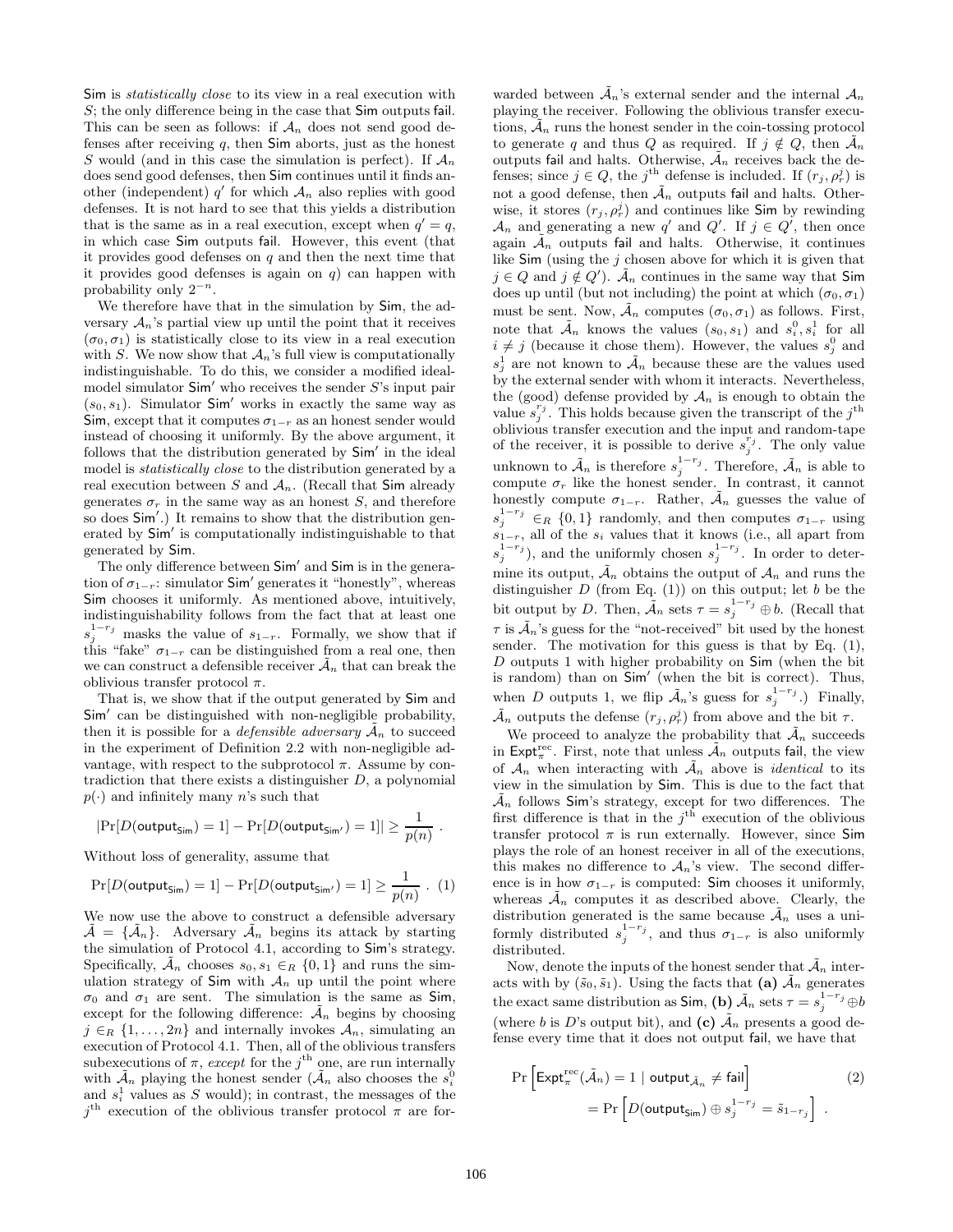Sim is *statistically close* to its view in a real execution with $S$; the only difference being in the case that Sim outputs fail. This can be seen as follows: if $\mathcal{A}_n$ does not send good defenses after receiving $q$, then Sim aborts, just as the honest $S$ would (and in this case the simulation is perfect). If $\mathcal{A}_n$ does send good defenses, then Sim continues until it finds another (independent) $q'$ for which $\mathcal{A}_n$ also replies with good defenses. It is not hard to see that this yields a distribution that is the same as in a real execution, except when $q' = q$, in which case Sim outputs fail. However, this event (that it provides good defenses on $q$ and then the next time that it provides good defenses is again on $q$) can happen with probability only $2^{-n}$.

We therefore have that in the simulation by Sim, the adversary $\mathcal{A}_n$'s partial view up until the point that it receives $(\sigma_0, \sigma_1)$ is statistically close to its view in a real execution with $S$. We now show that $\mathcal{A}_n$'s full view is computationally indistinguishable. To do this, we consider a modified ideal-model simulator $\mathsf{Sim}'$ who receives the sender $S$'s input pair $(s_0, s_1)$. Simulator $\mathsf{Sim}'$ works in exactly the same way as Sim, except that it computes $\sigma_{1-r}$ as an honest sender would instead of choosing it uniformly. By the above argument, it follows that the distribution generated by $\mathsf{Sim}'$ in the ideal model is *statistically close* to the distribution generated by a real execution between $S$ and $\mathcal{A}_n$. (Recall that Sim already generates $\sigma_r$ in the same way as an honest $S$, and therefore so does $\mathsf{Sim}'$.) It remains to show that the distribution generated by $\mathsf{Sim}'$ is computationally indistinguishable to that generated by Sim.

The only difference between $\mathsf{Sim}'$ and Sim is in the generation of $\sigma_{1-r}$: simulator $\mathsf{Sim}'$ generates it "honestly", whereas Sim chooses it uniformly. As mentioned above, intuitively, indistinguishability follows from the fact that at least one $s_j^{1-r_j}$ masks the value of $s_{1-r}$. Formally, we show that if this "fake" $\sigma_{1-r}$ can be distinguished from a real one, then we can construct a defensible receiver $\tilde{\mathcal{A}}_n$ that can break the oblivious transfer protocol $\pi$.

That is, we show that if the output generated by Sim and $\mathsf{Sim}'$ can be distinguished with non-negligible probability, then it is possible for a *defensible adversary* $\tilde{\mathcal{A}}_n$ to succeed in the experiment of Definition 2.2 with non-negligible advantage, with respect to the subprotocol $\pi$. Assume by contradiction that there exists a distinguisher $D$, a polynomial $p(\cdot)$ and infinitely many $n$'s such that

$$|\Pr[D(\mathsf{output}_{\mathsf{Sim}}) = 1] - \Pr[D(\mathsf{output}_{\mathsf{Sim}'}) = 1]| \geq \frac{1}{p(n)} .$$

Without loss of generality, assume that

$$\Pr[D(\mathsf{output}_{\mathsf{Sim}}) = 1] - \Pr[D(\mathsf{output}_{\mathsf{Sim}'}) = 1] \geq \frac{1}{p(n)} . \quad (1)$$

We now use the above to construct a defensible adversary $\tilde{\mathcal{A}} = \{\tilde{\mathcal{A}}_n\}$. Adversary $\tilde{\mathcal{A}}_n$ begins its attack by starting the simulation of Protocol 4.1, according to Sim's strategy. Specifically, $\tilde{\mathcal{A}}_n$ chooses $s_0, s_1 \in_R \{0,1\}$ and runs the simulation strategy of Sim with $\mathcal{A}_n$ up until the point where $\sigma_0$ and $\sigma_1$ are sent. The simulation is the same as Sim, except for the following difference: $\tilde{\mathcal{A}}_n$ begins by choosing $j \in_R \{1, \ldots, 2n\}$ and internally invokes $\mathcal{A}_n$, simulating an execution of Protocol 4.1. Then, all of the oblivious transfers subexecutions of $\pi$, *except* for the $j^{\text{th}}$ one, are run internally with $\tilde{\mathcal{A}}_n$ playing the honest sender ($\tilde{\mathcal{A}}_n$ also chooses the $s_i^0$ and $s_i^1$ values as $S$ would); in contrast, the messages of the $j^{\text{th}}$ execution of the oblivious transfer protocol $\pi$ are forwarded between $\tilde{\mathcal{A}}_n$'s external sender and the internal $\mathcal{A}_n$ playing the receiver. Following the oblivious transfer executions, $\tilde{\mathcal{A}}_n$ runs the honest sender in the coin-tossing protocol to generate $q$ and thus $Q$ as required. If $j \notin Q$, then $\tilde{\mathcal{A}}_n$ outputs fail and halts. Otherwise, $\tilde{\mathcal{A}}_n$ receives back the defenses; since $j \in Q$, the $j^{\text{th}}$ defense is included. If $(r_j, \rho_r^j)$ is not a good defense, then $\tilde{\mathcal{A}}_n$ outputs fail and halts. Otherwise, it stores $(r_j, \rho_r^j)$ and continues like Sim by rewinding $\mathcal{A}_n$ and generating a new $q'$ and $Q'$. If $j \in Q'$, then once again $\tilde{\mathcal{A}}_n$ outputs fail and halts. Otherwise, it continues like Sim (using the $j$ chosen above for which it is given that $j \in Q$ and $j \notin Q'$). $\tilde{\mathcal{A}}_n$ continues in the same way that Sim does up until (but not including) the point at which $(\sigma_0, \sigma_1)$ must be sent. Now, $\tilde{\mathcal{A}}_n$ computes $(\sigma_0, \sigma_1)$ as follows. First, note that $\tilde{\mathcal{A}}_n$ knows the values $(s_0, s_1)$ and $s_i^0, s_i^1$ for all $i \neq j$ (because it chose them). However, the values $s_j^0$ and $s_j^1$ are not known to $\tilde{\mathcal{A}}_n$ because these are the values used by the external sender with whom it interacts. Nevertheless, the (good) defense provided by $\mathcal{A}_n$ is enough to obtain the value $s_j^{r_j}$. This holds because given the transcript of the $j^{\text{th}}$ oblivious transfer execution and the input and random-tape of the receiver, it is possible to derive $s_j^{r_j}$. The only value unknown to $\tilde{\mathcal{A}}_n$ is therefore $s_j^{1-r_j}$. Therefore, $\tilde{\mathcal{A}}_n$ is able to compute $\sigma_r$ like the honest sender. In contrast, it cannot honestly compute $\sigma_{1-r}$. Rather, $\tilde{\mathcal{A}}_n$ guesses the value of $s_j^{1-r_j} \in_R \{0,1\}$ randomly, and then computes $\sigma_{1-r}$ using $s_{1-r}$, all of the $s_i$ values that it knows (i.e., all apart from $s_j^{1-r_j}$), and the uniformly chosen $s_j^{1-r_j}$. In order to determine its output, $\tilde{\mathcal{A}}_n$ obtains the output of $\mathcal{A}_n$ and runs the distinguisher $D$ (from Eq. (1)) on this output; let $b$ be the bit output by $D$. Then, $\tilde{\mathcal{A}}_n$ sets $\tau = s_j^{1-r_j} \oplus b$. (Recall that $\tau$ is $\tilde{\mathcal{A}}_n$'s guess for the "not-received" bit used by the honest sender. The motivation for this guess is that by Eq. (1), $D$ outputs 1 with higher probability on Sim (when the bit is random) than on $\mathsf{Sim}'$ (when the bit is correct). Thus, when $D$ outputs 1, we flip $\tilde{\mathcal{A}}_n$'s guess for $s_j^{1-r_j}$.) Finally, $\tilde{\mathcal{A}}_n$ outputs the defense $(r_j, \rho_r^j)$ from above and the bit $\tau$.

We proceed to analyze the probability that $\tilde{\mathcal{A}}_n$ succeeds in $\mathsf{Expt}_\pi^{\text{rec}}$. First, note that unless $\tilde{\mathcal{A}}_n$ outputs fail, the view of $\mathcal{A}_n$ when interacting with $\tilde{\mathcal{A}}_n$ above is *identical* to its view in the simulation by Sim. This is due to the fact that $\tilde{\mathcal{A}}_n$ follows Sim's strategy, except for two differences. The first difference is that in the $j^{\text{th}}$ execution of the oblivious transfer protocol $\pi$ is run externally. However, since Sim plays the role of an honest receiver in all of the executions, this makes no difference to $\mathcal{A}_n$'s view. The second difference is in how $\sigma_{1-r}$ is computed: Sim chooses it uniformly, whereas $\tilde{\mathcal{A}}_n$ computes it as described above. Clearly, the distribution generated is the same because $\tilde{\mathcal{A}}_n$ uses a uniformly distributed $s_j^{1-r_j}$, and thus $\sigma_{1-r}$ is also uniformly distributed.

Now, denote the inputs of the honest sender that $\tilde{\mathcal{A}}_n$ interacts with by $(\tilde{s}_0, \tilde{s}_1)$. Using the facts that **(a)** $\tilde{\mathcal{A}}_n$ generates the exact same distribution as Sim, **(b)** $\tilde{\mathcal{A}}_n$ sets $\tau = s_j^{1-r_j} \oplus b$ (where $b$ is $D$'s output bit), and **(c)** $\tilde{\mathcal{A}}_n$ presents a good defense every time that it does not output fail, we have that

$$\Pr\left[\mathsf{Expt}_\pi^{\text{rec}}(\tilde{\mathcal{A}}_n) = 1 \mid \mathsf{output}_{\tilde{\mathcal{A}}_n} \neq \mathsf{fail}\right] \quad (2)$$
$$= \Pr\left[D(\mathsf{output}_{\mathsf{Sim}}) \oplus s_j^{1-r_j} = \tilde{s}_{1-r_j}\right] .$$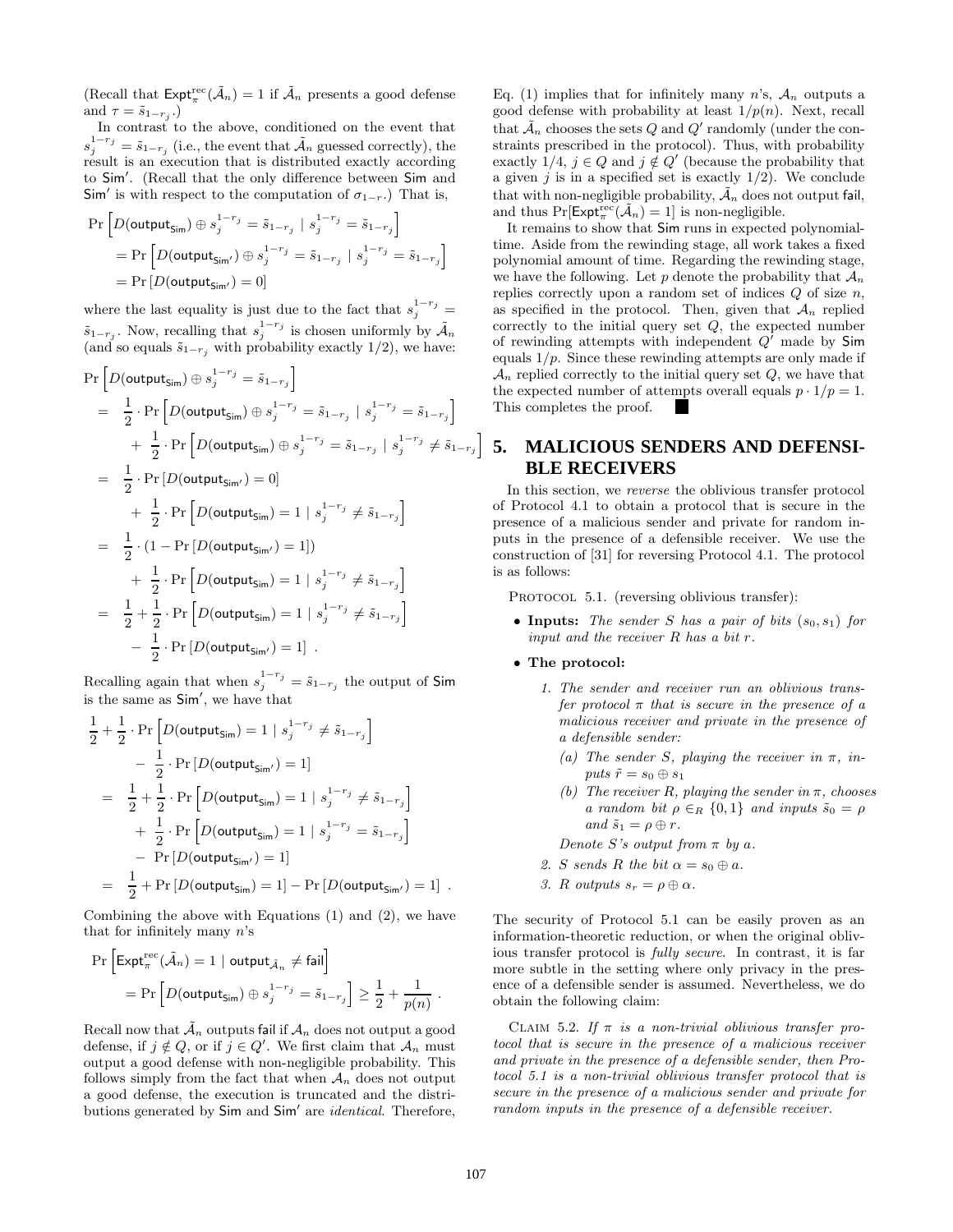(Recall that $\mathsf{Expt}^{\rm rec}_\pi(\tilde{\mathcal{A}}_n) = 1$ if $\tilde{\mathcal{A}}_n$ presents a good defense and $\tau = \tilde{s}_{1-r_j}$.)

In contrast to the above, conditioned on the event that $s_j^{1-r_j} = \tilde{s}_{1-r_j}$ (i.e., the event that $\tilde{\mathcal{A}}_n$ guessed correctly), the result is an execution that is distributed exactly according to $\mathsf{Sim}'$. (Recall that the only difference between $\mathsf{Sim}$ and $\mathsf{Sim}'$ is with respect to the computation of $\sigma_{1-r}$.) That is,

$$
\begin{aligned}
\Pr\Big[&D(\mathsf{output}_{\mathsf{Sim}}) \oplus s_j^{1-r_j} = \tilde{s}_{1-r_j} \mid s_j^{1-r_j} = \tilde{s}_{1-r_j}\Big] \\
&= \Pr\Big[D(\mathsf{output}_{\mathsf{Sim}'}) \oplus s_j^{1-r_j} = \tilde{s}_{1-r_j} \mid s_j^{1-r_j} = \tilde{s}_{1-r_j}\Big] \\
&= \Pr\left[D(\mathsf{output}_{\mathsf{Sim}'}) = 0\right]
\end{aligned}
$$

where the last equality is just due to the fact that $s_j^{1-r_j} = \tilde{s}_{1-r_j}$. Now, recalling that $s_j^{1-r_j}$ is chosen uniformly by $\tilde{\mathcal{A}}_n$ (and so equals $\tilde{s}_{1-r_j}$ with probability exactly 1/2), we have:

$$
\begin{aligned}
\Pr\Big[&D(\mathsf{output}_{\mathsf{Sim}}) \oplus s_j^{1-r_j} = \tilde{s}_{1-r_j}\Big] \\
=\ & \frac{1}{2}\cdot \Pr\Big[D(\mathsf{output}_{\mathsf{Sim}}) \oplus s_j^{1-r_j} = \tilde{s}_{1-r_j} \mid s_j^{1-r_j} = \tilde{s}_{1-r_j}\Big] \\
& + \frac{1}{2}\cdot \Pr\Big[D(\mathsf{output}_{\mathsf{Sim}}) \oplus s_j^{1-r_j} = \tilde{s}_{1-r_j} \mid s_j^{1-r_j} \neq \tilde{s}_{1-r_j}\Big] \\
=\ & \frac{1}{2}\cdot \Pr\left[D(\mathsf{output}_{\mathsf{Sim}'}) = 0\right] \\
& + \frac{1}{2}\cdot \Pr\Big[D(\mathsf{output}_{\mathsf{Sim}}) = 1 \mid s_j^{1-r_j} \neq \tilde{s}_{1-r_j}\Big] \\
=\ & \frac{1}{2}\cdot \left(1 - \Pr\left[D(\mathsf{output}_{\mathsf{Sim}'}) = 1\right]\right) \\
& + \frac{1}{2}\cdot \Pr\Big[D(\mathsf{output}_{\mathsf{Sim}}) = 1 \mid s_j^{1-r_j} \neq \tilde{s}_{1-r_j}\Big] \\
=\ & \frac{1}{2} + \frac{1}{2}\cdot \Pr\Big[D(\mathsf{output}_{\mathsf{Sim}}) = 1 \mid s_j^{1-r_j} \neq \tilde{s}_{1-r_j}\Big] \\
& - \frac{1}{2}\cdot \Pr\left[D(\mathsf{output}_{\mathsf{Sim}'}) = 1\right] .
\end{aligned}
$$

Recalling again that when $s_j^{1-r_j} = \tilde{s}_{1-r_j}$ the output of $\mathsf{Sim}$ is the same as $\mathsf{Sim}'$, we have that

$$
\begin{aligned}
\frac{1}{2} &+ \frac{1}{2}\cdot \Pr\Big[D(\mathsf{output}_{\mathsf{Sim}}) = 1 \mid s_j^{1-r_j} \neq \tilde{s}_{1-r_j}\Big] \\
& - \frac{1}{2}\cdot \Pr\left[D(\mathsf{output}_{\mathsf{Sim}'}) = 1\right] \\
=\ & \frac{1}{2} + \frac{1}{2}\cdot \Pr\Big[D(\mathsf{output}_{\mathsf{Sim}}) = 1 \mid s_j^{1-r_j} \neq \tilde{s}_{1-r_j}\Big] \\
& + \frac{1}{2}\cdot \Pr\Big[D(\mathsf{output}_{\mathsf{Sim}}) = 1 \mid s_j^{1-r_j} = \tilde{s}_{1-r_j}\Big] \\
& - \Pr\left[D(\mathsf{output}_{\mathsf{Sim}'}) = 1\right] \\
=\ & \frac{1}{2} + \Pr\left[D(\mathsf{output}_{\mathsf{Sim}}) = 1\right] - \Pr\left[D(\mathsf{output}_{\mathsf{Sim}'}) = 1\right] .
\end{aligned}
$$

Combining the above with Equations (1) and (2), we have that for infinitely many $n$'s

$$
\begin{aligned}
\Pr\Big[&\mathsf{Expt}^{\rm rec}_\pi(\tilde{\mathcal{A}}_n) = 1 \mid \mathsf{output}_{\tilde{\mathcal{A}}_n} \neq \mathsf{fail}\Big] \\
&= \Pr\Big[D(\mathsf{output}_{\mathsf{Sim}}) \oplus s_j^{1-r_j} = \tilde{s}_{1-r_j}\Big] \geq \frac{1}{2} + \frac{1}{p(n)} .
\end{aligned}
$$

Recall now that $\tilde{\mathcal{A}}_n$ outputs $\mathsf{fail}$ if $\mathcal{A}_n$ does not output a good defense, if $j \notin Q$, or if $j \in Q'$. We first claim that $\mathcal{A}_n$ must output a good defense with non-negligible probability. This follows simply from the fact that when $\mathcal{A}_n$ does not output a good defense, the execution is truncated and the distributions generated by $\mathsf{Sim}$ and $\mathsf{Sim}'$ are *identical*. Therefore, Eq. (1) implies that for infinitely many $n$'s, $\mathcal{A}_n$ outputs a good defense with probability at least $1/p(n)$. Next, recall that $\tilde{\mathcal{A}}_n$ chooses the sets $Q$ and $Q'$ randomly (under the constraints prescribed in the protocol). Thus, with probability exactly $1/4$, $j \in Q$ and $j \notin Q'$ (because the probability that a given $j$ is in a specified set is exactly $1/2$). We conclude that with non-negligible probability, $\tilde{\mathcal{A}}_n$ does not output $\mathsf{fail}$, and thus $\Pr[\mathsf{Expt}^{\rm rec}_\pi(\tilde{\mathcal{A}}_n) = 1]$ is non-negligible.

It remains to show that $\mathsf{Sim}$ runs in expected polynomial-time. Aside from the rewinding stage, all work takes a fixed polynomial amount of time. Regarding the rewinding stage, we have the following. Let $p$ denote the probability that $\mathcal{A}_n$ replies correctly upon a random set of indices $Q$ of size $n$, as specified in the protocol. Then, given that $\mathcal{A}_n$ replied correctly to the initial query set $Q$, the expected number of rewinding attempts with independent $Q'$ made by $\mathsf{Sim}$ equals $1/p$. Since these rewinding attempts are only made if $\mathcal{A}_n$ replied correctly to the initial query set $Q$, we have that the expected number of attempts overall equals $p \cdot 1/p = 1$. This completes the proof. ■

## 5. MALICIOUS SENDERS AND DEFENSIBLE RECEIVERS

In this section, we *reverse* the oblivious transfer protocol of Protocol 4.1 to obtain a protocol that is secure in the presence of a malicious sender and private for random inputs in the presence of a defensible receiver. We use the construction of [31] for reversing Protocol 4.1. The protocol is as follows:

PROTOCOL 5.1. (reversing oblivious transfer):

- **Inputs:** *The sender $S$ has a pair of bits $(s_0, s_1)$ for input and the receiver $R$ has a bit $r$.*
- **The protocol:**
  1. *The sender and receiver run an oblivious transfer protocol $\pi$ that is secure in the presence of a malicious receiver and private in the presence of a defensible sender:*
     (a) *The sender $S$, playing the receiver in $\pi$, inputs $\tilde{r} = s_0 \oplus s_1$*
     (b) *The receiver $R$, playing the sender in $\pi$, chooses a random bit $\rho \in_R \{0,1\}$ and inputs $\tilde{s}_0 = \rho$ and $\tilde{s}_1 = \rho \oplus r$.*

     *Denote $S$'s output from $\pi$ by $a$.*
  2. *$S$ sends $R$ the bit $\alpha = s_0 \oplus a$.*
  3. *$R$ outputs $s_r = \rho \oplus \alpha$.*

The security of Protocol 5.1 can be easily proven as an information-theoretic reduction, or when the original oblivious transfer protocol is *fully secure*. In contrast, it is far more subtle in the setting where only privacy in the presence of a defensible sender is assumed. Nevertheless, we do obtain the following claim:

CLAIM 5.2. *If $\pi$ is a non-trivial oblivious transfer protocol that is secure in the presence of a malicious receiver and private in the presence of a defensible sender, then Protocol 5.1 is a non-trivial oblivious transfer protocol that is secure in the presence of a malicious sender and private for random inputs in the presence of a defensible receiver.*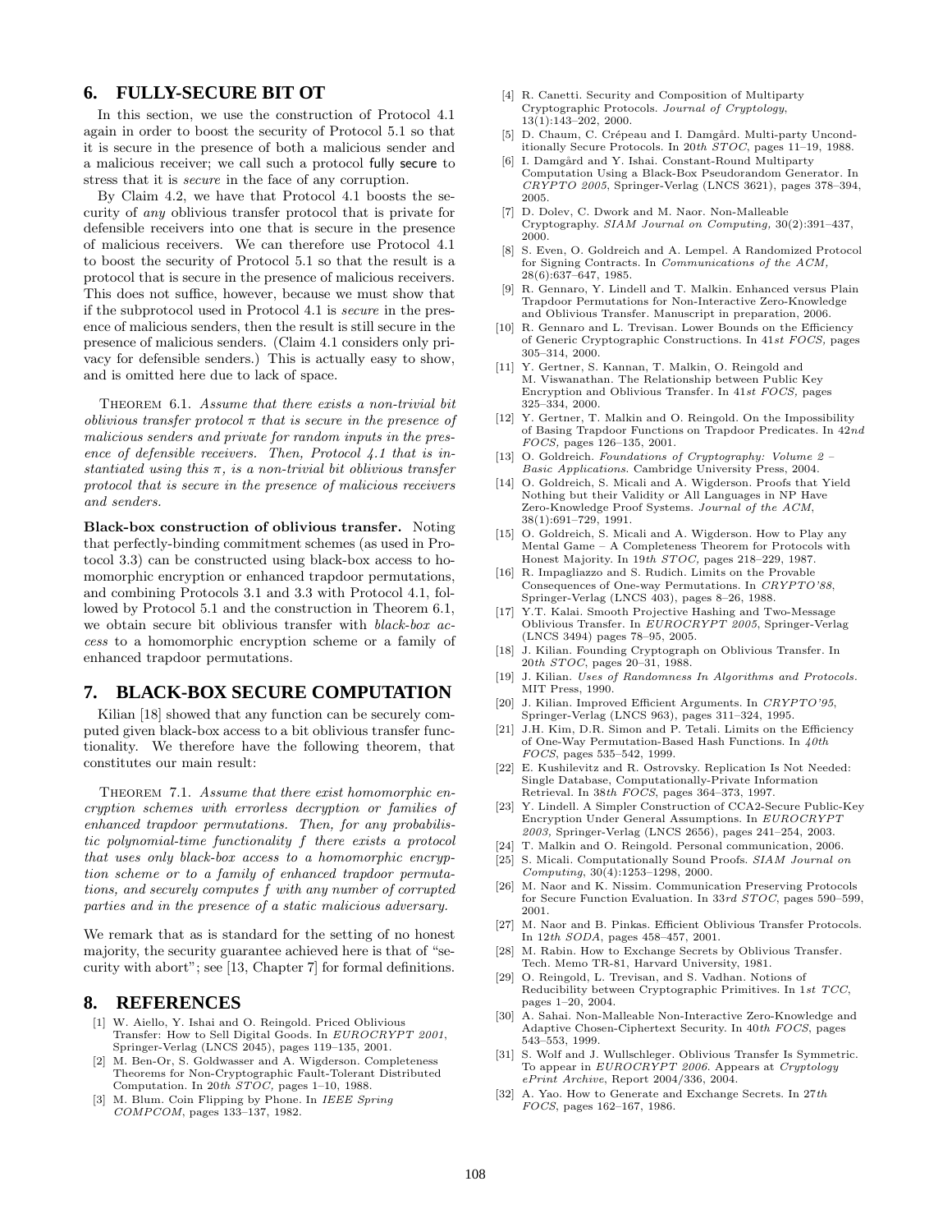## 6. FULLY-SECURE BIT OT

In this section, we use the construction of Protocol 4.1 again in order to boost the security of Protocol 5.1 so that it is secure in the presence of both a malicious sender and a malicious receiver; we call such a protocol fully secure to stress that it is *secure* in the face of any corruption.

By Claim 4.2, we have that Protocol 4.1 boosts the security of *any* oblivious transfer protocol that is private for defensible receivers into one that is secure in the presence of malicious receivers. We can therefore use Protocol 4.1 to boost the security of Protocol 5.1 so that the result is a protocol that is secure in the presence of malicious receivers. This does not suffice, however, because we must show that if the subprotocol used in Protocol 4.1 is *secure* in the presence of malicious senders, then the result is still secure in the presence of malicious senders. (Claim 4.1 considers only privacy for defensible senders.) This is actually easy to show, and is omitted here due to lack of space.

THEOREM 6.1. *Assume that there exists a non-trivial bit oblivious transfer protocol $\pi$ that is secure in the presence of malicious senders and private for random inputs in the presence of defensible receivers. Then, Protocol 4.1 that is instantiated using this $\pi$, is a non-trivial bit oblivious transfer protocol that is secure in the presence of malicious receivers and senders.*

**Black-box construction of oblivious transfer.** Noting that perfectly-binding commitment schemes (as used in Protocol 3.3) can be constructed using black-box access to homomorphic encryption or enhanced trapdoor permutations, and combining Protocols 3.1 and 3.3 with Protocol 4.1, followed by Protocol 5.1 and the construction in Theorem 6.1, we obtain secure bit oblivious transfer with *black-box access* to a homomorphic encryption scheme or a family of enhanced trapdoor permutations.

## 7. BLACK-BOX SECURE COMPUTATION

Kilian [18] showed that any function can be securely computed given black-box access to a bit oblivious transfer functionality. We therefore have the following theorem, that constitutes our main result:

THEOREM 7.1. *Assume that there exist homomorphic encryption schemes with errorless decryption or families of enhanced trapdoor permutations. Then, for any probabilistic polynomial-time functionality $f$ there exists a protocol that uses only black-box access to a homomorphic encryption scheme or to a family of enhanced trapdoor permutations, and securely computes $f$ with any number of corrupted parties and in the presence of a static malicious adversary.*

We remark that as is standard for the setting of no honest majority, the security guarantee achieved here is that of "security with abort"; see [13, Chapter 7] for formal definitions.

## 8. REFERENCES

[1] W. Aiello, Y. Ishai and O. Reingold. Priced Oblivious Transfer: How to Sell Digital Goods. In *EUROCRYPT 2001*, Springer-Verlag (LNCS 2045), pages 119–135, 2001.

[2] M. Ben-Or, S. Goldwasser and A. Wigderson. Completeness Theorems for Non-Cryptographic Fault-Tolerant Distributed Computation. In *20th STOC*, pages 1–10, 1988.

[3] M. Blum. Coin Flipping by Phone. In *IEEE Spring COMPCOM*, pages 133–137, 1982.

[4] R. Canetti. Security and Composition of Multiparty Cryptographic Protocols. *Journal of Cryptology*, 13(1):143–202, 2000.

[5] D. Chaum, C. Crépeau and I. Damgård. Multi-party Unconditionally Secure Protocols. In *20th STOC*, pages 11–19, 1988.

[6] I. Damgård and Y. Ishai. Constant-Round Multiparty Computation Using a Black-Box Pseudorandom Generator. In *CRYPTO 2005*, Springer-Verlag (LNCS 3621), pages 378–394, 2005.

[7] D. Dolev, C. Dwork and M. Naor. Non-Malleable Cryptography. *SIAM Journal on Computing*, 30(2):391–437, 2000.

[8] S. Even, O. Goldreich and A. Lempel. A Randomized Protocol for Signing Contracts. In *Communications of the ACM*, 28(6):637–647, 1985.

[9] R. Gennaro, Y. Lindell and T. Malkin. Enhanced versus Plain Trapdoor Permutations for Non-Interactive Zero-Knowledge and Oblivious Transfer. Manuscript in preparation, 2006.

[10] R. Gennaro and L. Trevisan. Lower Bounds on the Efficiency of Generic Cryptographic Constructions. In *41st FOCS*, pages 305–314, 2000.

[11] Y. Gertner, S. Kannan, T. Malkin, O. Reingold and M. Viswanathan. The Relationship between Public Key Encryption and Oblivious Transfer. In *41st FOCS*, pages 325–334, 2000.

[12] Y. Gertner, T. Malkin and O. Reingold. On the Impossibility of Basing Trapdoor Functions on Trapdoor Predicates. In *42nd FOCS*, pages 126–135, 2001.

[13] O. Goldreich. *Foundations of Cryptography: Volume 2 – Basic Applications.* Cambridge University Press, 2004.

[14] O. Goldreich, S. Micali and A. Wigderson. Proofs that Yield Nothing but their Validity or All Languages in NP Have Zero-Knowledge Proof Systems. *Journal of the ACM*, 38(1):691–729, 1991.

[15] O. Goldreich, S. Micali and A. Wigderson. How to Play any Mental Game – A Completeness Theorem for Protocols with Honest Majority. In *19th STOC*, pages 218–229, 1987.

[16] R. Impagliazzo and S. Rudich. Limits on the Provable Consequences of One-way Permutations. In *CRYPTO'88*, Springer-Verlag (LNCS 403), pages 8–26, 1988.

[17] Y.T. Kalai. Smooth Projective Hashing and Two-Message Oblivious Transfer. In *EUROCRYPT 2005*, Springer-Verlag (LNCS 3494) pages 78–95, 2005.

[18] J. Kilian. Founding Cryptograph on Oblivious Transfer. In *20th STOC*, pages 20–31, 1988.

[19] J. Kilian. *Uses of Randomness In Algorithms and Protocols.* MIT Press, 1990.

[20] J. Kilian. Improved Efficient Arguments. In *CRYPTO'95*, Springer-Verlag (LNCS 963), pages 311–324, 1995.

[21] J.H. Kim, D.R. Simon and P. Tetali. Limits on the Efficiency of One-Way Permutation-Based Hash Functions. In *40th FOCS*, pages 535–542, 1999.

[22] E. Kushilevitz and R. Ostrovsky. Replication Is Not Needed: Single Database, Computationally-Private Information Retrieval. In *38th FOCS*, pages 364–373, 1997.

[23] Y. Lindell. A Simpler Construction of CCA2-Secure Public-Key Encryption Under General Assumptions. In *EUROCRYPT 2003*, Springer-Verlag (LNCS 2656), pages 241–254, 2003.

[24] T. Malkin and O. Reingold. Personal communication, 2006.

[25] S. Micali. Computationally Sound Proofs. *SIAM Journal on Computing*, 30(4):1253–1298, 2000.

[26] M. Naor and K. Nissim. Communication Preserving Protocols for Secure Function Evaluation. In *33rd STOC*, pages 590–599, 2001.

[27] M. Naor and B. Pinkas. Efficient Oblivious Transfer Protocols. In *12th SODA*, pages 458–457, 2001.

[28] M. Rabin. How to Exchange Secrets by Oblivious Transfer. Tech. Memo TR-81, Harvard University, 1981.

[29] O. Reingold, L. Trevisan, and S. Vadhan. Notions of Reducibility between Cryptographic Primitives. In *1st TCC*, pages 1–20, 2004.

[30] A. Sahai. Non-Malleable Non-Interactive Zero-Knowledge and Adaptive Chosen-Ciphertext Security. In *40th FOCS*, pages 543–553, 1999.

[31] S. Wolf and J. Wullschleger. Oblivious Transfer Is Symmetric. To appear in *EUROCRYPT 2006*. Appears at *Cryptology ePrint Archive*, Report 2004/336, 2004.

[32] A. Yao. How to Generate and Exchange Secrets. In *27th FOCS*, pages 162–167, 1986.